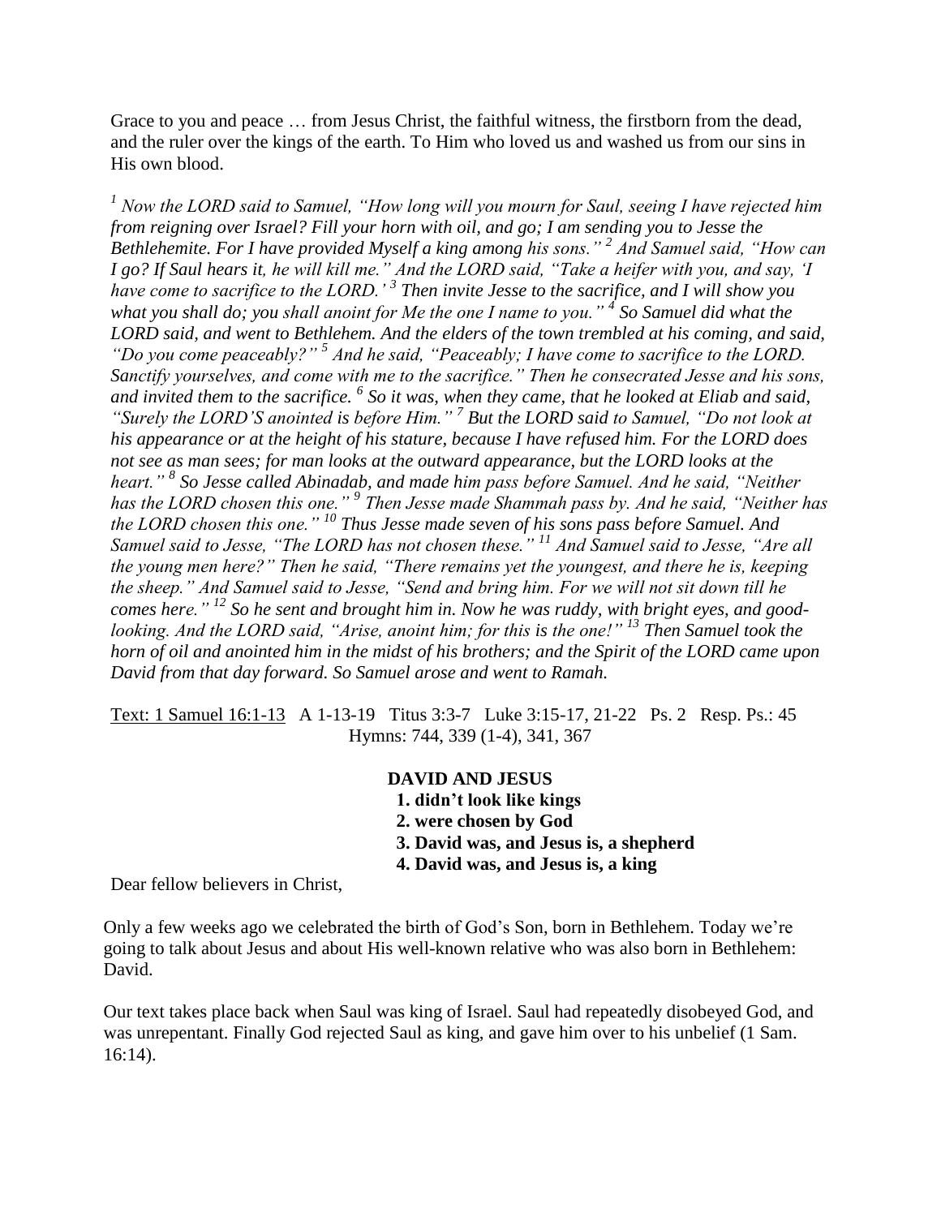Grace to you and peace … from Jesus Christ, the faithful witness, the firstborn from the dead, and the ruler over the kings of the earth. To Him who loved us and washed us from our sins in His own blood.

*[1] Now the LORD said to Samuel, "How long will you mourn for Saul, seeing I have rejected him from reigning over Israel? Fill your horn with oil, and go; I am sending you to Jesse the Bethlehemite. For I have provided Myself a king among his sons." [2] And Samuel said, "How can I go? If Saul hears it, he will kill me." And the LORD said, "Take a heifer with you, and say, 'I have come to sacrifice to the LORD.' [3] Then invite Jesse to the sacrifice, and I will show you what you shall do; you shall anoint for Me the one I name to you." [4] So Samuel did what the LORD said, and went to Bethlehem. And the elders of the town trembled at his coming, and said, "Do you come peaceably?" [5] And he said, "Peaceably; I have come to sacrifice to the LORD. Sanctify yourselves, and come with me to the sacrifice." Then he consecrated Jesse and his sons, and invited them to the sacrifice. [6] So it was, when they came, that he looked at Eliab and said, "Surely the LORD'S anointed is before Him." [7] But the LORD said to Samuel, "Do not look at his appearance or at the height of his stature, because I have refused him. For the LORD does not see as man sees; for man looks at the outward appearance, but the LORD looks at the heart." [8] So Jesse called Abinadab, and made him pass before Samuel. And he said, "Neither has the LORD chosen this one." [9] Then Jesse made Shammah pass by. And he said, "Neither has the LORD chosen this one." [10] Thus Jesse made seven of his sons pass before Samuel. And Samuel said to Jesse, "The LORD has not chosen these." [11] And Samuel said to Jesse, "Are all the young men here?" Then he said, "There remains yet the youngest, and there he is, keeping the sheep." And Samuel said to Jesse, "Send and bring him. For we will not sit down till he comes here." [12] So he sent and brought him in. Now he was ruddy, with bright eyes, and good-looking. And the LORD said, "Arise, anoint him; for this is the one!" [13] Then Samuel took the horn of oil and anointed him in the midst of his brothers; and the Spirit of the LORD came upon David from that day forward. So Samuel arose and went to Ramah.*

Text: 1 Samuel 16:1-13 A 1-13-19 Titus 3:3-7 Luke 3:15-17, 21-22 Ps. 2 Resp. Ps.: 45
Hymns: 744, 339 (1-4), 341, 367

**DAVID AND JESUS**

**1. didn't look like kings**
**2. were chosen by God**
**3. David was, and Jesus is, a shepherd**
**4. David was, and Jesus is, a king**

Dear fellow believers in Christ,

Only a few weeks ago we celebrated the birth of God's Son, born in Bethlehem. Today we're going to talk about Jesus and about His well-known relative who was also born in Bethlehem: David.

Our text takes place back when Saul was king of Israel. Saul had repeatedly disobeyed God, and was unrepentant. Finally God rejected Saul as king, and gave him over to his unbelief (1 Sam. 16:14).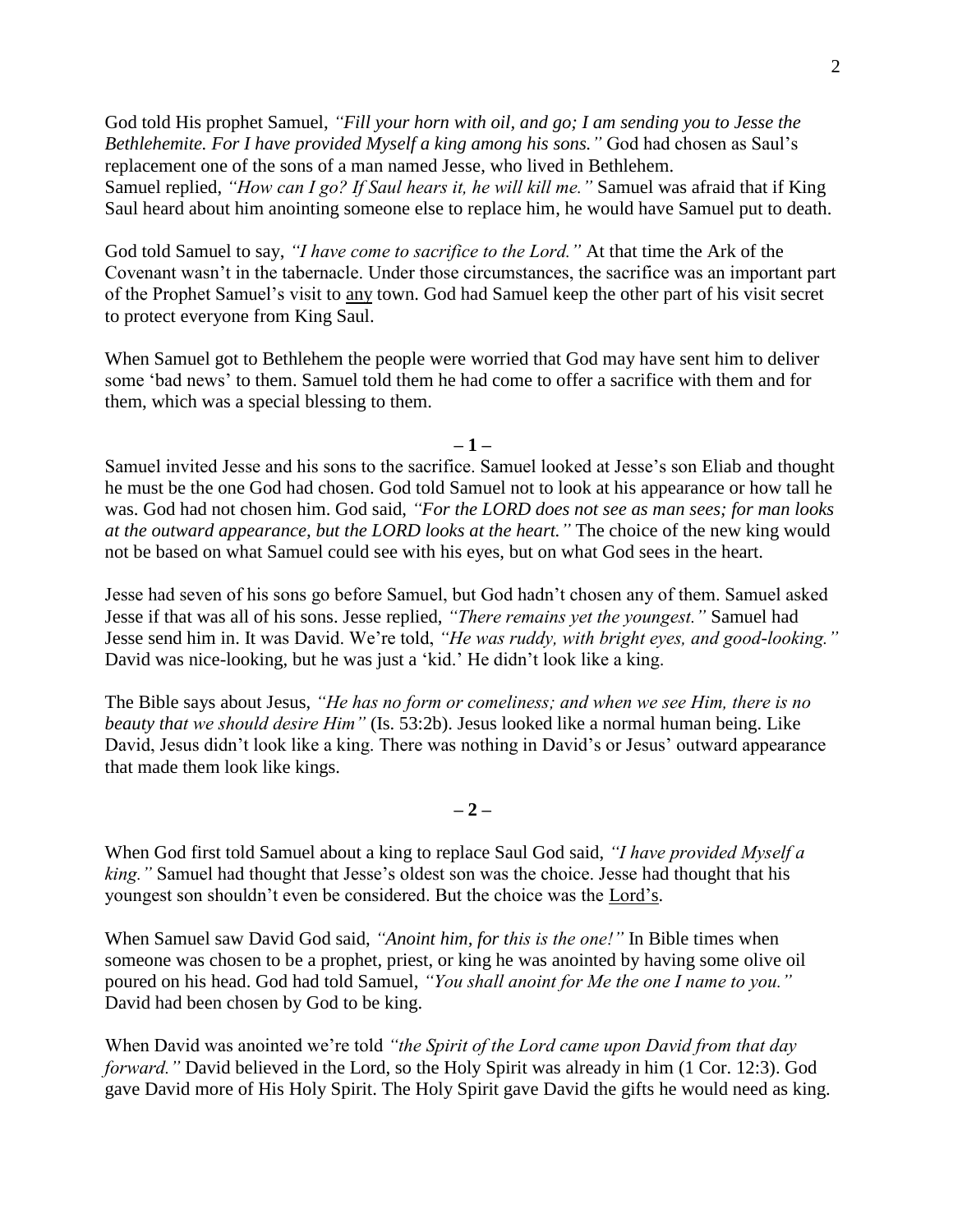God told His prophet Samuel, *"Fill your horn with oil, and go; I am sending you to Jesse the Bethlehemite. For I have provided Myself a king among his sons."* God had chosen as Saul's replacement one of the sons of a man named Jesse, who lived in Bethlehem.
Samuel replied, *"How can I go? If Saul hears it, he will kill me."* Samuel was afraid that if King Saul heard about him anointing someone else to replace him, he would have Samuel put to death.

God told Samuel to say, *"I have come to sacrifice to the Lord."* At that time the Ark of the Covenant wasn't in the tabernacle. Under those circumstances, the sacrifice was an important part of the Prophet Samuel's visit to <u>any</u> town. God had Samuel keep the other part of his visit secret to protect everyone from King Saul.

When Samuel got to Bethlehem the people were worried that God may have sent him to deliver some 'bad news' to them. Samuel told them he had come to offer a sacrifice with them and for them, which was a special blessing to them.

**– 1 –**

Samuel invited Jesse and his sons to the sacrifice. Samuel looked at Jesse's son Eliab and thought he must be the one God had chosen. God told Samuel not to look at his appearance or how tall he was. God had not chosen him. God said, *"For the LORD does not see as man sees; for man looks at the outward appearance, but the LORD looks at the heart."* The choice of the new king would not be based on what Samuel could see with his eyes, but on what God sees in the heart.

Jesse had seven of his sons go before Samuel, but God hadn't chosen any of them. Samuel asked Jesse if that was all of his sons. Jesse replied, *"There remains yet the youngest."* Samuel had Jesse send him in. It was David. We're told, *"He was ruddy, with bright eyes, and good-looking."* David was nice-looking, but he was just a 'kid.' He didn't look like a king.

The Bible says about Jesus, *"He has no form or comeliness; and when we see Him, there is no beauty that we should desire Him"* (Is. 53:2b). Jesus looked like a normal human being. Like David, Jesus didn't look like a king. There was nothing in David's or Jesus' outward appearance that made them look like kings.

**– 2 –**

When God first told Samuel about a king to replace Saul God said, *"I have provided Myself a king."* Samuel had thought that Jesse's oldest son was the choice. Jesse had thought that his youngest son shouldn't even be considered. But the choice was the <u>Lord's</u>.

When Samuel saw David God said, *"Anoint him, for this is the one!"* In Bible times when someone was chosen to be a prophet, priest, or king he was anointed by having some olive oil poured on his head. God had told Samuel, *"You shall anoint for Me the one I name to you."* David had been chosen by God to be king.

When David was anointed we're told *"the Spirit of the Lord came upon David from that day forward."* David believed in the Lord, so the Holy Spirit was already in him (1 Cor. 12:3). God gave David more of His Holy Spirit. The Holy Spirit gave David the gifts he would need as king.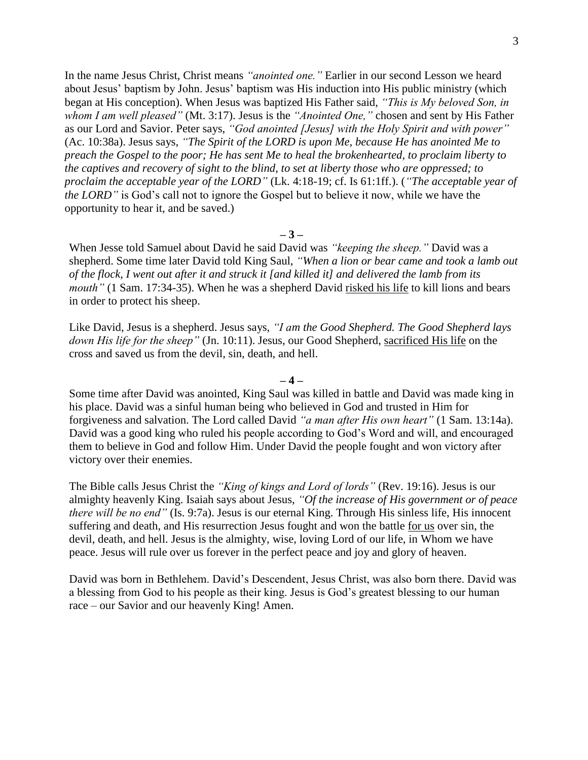In the name Jesus Christ, Christ means *"anointed one."* Earlier in our second Lesson we heard about Jesus' baptism by John. Jesus' baptism was His induction into His public ministry (which began at His conception). When Jesus was baptized His Father said, *"This is My beloved Son, in whom I am well pleased"* (Mt. 3:17). Jesus is the *"Anointed One,"* chosen and sent by His Father as our Lord and Savior. Peter says, *"God anointed [Jesus] with the Holy Spirit and with power"* (Ac. 10:38a). Jesus says, *"The Spirit of the LORD is upon Me, because He has anointed Me to preach the Gospel to the poor; He has sent Me to heal the brokenhearted, to proclaim liberty to the captives and recovery of sight to the blind, to set at liberty those who are oppressed; to proclaim the acceptable year of the LORD"* (Lk. 4:18-19; cf. Is 61:1ff.). (*"The acceptable year of the LORD"* is God's call not to ignore the Gospel but to believe it now, while we have the opportunity to hear it, and be saved.)

**– 3 –**

When Jesse told Samuel about David he said David was *"keeping the sheep."* David was a shepherd. Some time later David told King Saul, *"When a lion or bear came and took a lamb out of the flock, I went out after it and struck it [and killed it] and delivered the lamb from its mouth"* (1 Sam. 17:34-35). When he was a shepherd David <u>risked his life</u> to kill lions and bears in order to protect his sheep.

Like David, Jesus is a shepherd. Jesus says, *"I am the Good Shepherd. The Good Shepherd lays down His life for the sheep"* (Jn. 10:11). Jesus, our Good Shepherd, <u>sacrificed His life</u> on the cross and saved us from the devil, sin, death, and hell.

**– 4 –**

Some time after David was anointed, King Saul was killed in battle and David was made king in his place. David was a sinful human being who believed in God and trusted in Him for forgiveness and salvation. The Lord called David *"a man after His own heart"* (1 Sam. 13:14a). David was a good king who ruled his people according to God's Word and will, and encouraged them to believe in God and follow Him. Under David the people fought and won victory after victory over their enemies.

The Bible calls Jesus Christ the *"King of kings and Lord of lords"* (Rev. 19:16). Jesus is our almighty heavenly King. Isaiah says about Jesus, *"Of the increase of His government or of peace there will be no end"* (Is. 9:7a). Jesus is our eternal King. Through His sinless life, His innocent suffering and death, and His resurrection Jesus fought and won the battle <u>for us</u> over sin, the devil, death, and hell. Jesus is the almighty, wise, loving Lord of our life, in Whom we have peace. Jesus will rule over us forever in the perfect peace and joy and glory of heaven.

David was born in Bethlehem. David's Descendent, Jesus Christ, was also born there. David was a blessing from God to his people as their king. Jesus is God's greatest blessing to our human race – our Savior and our heavenly King! Amen.